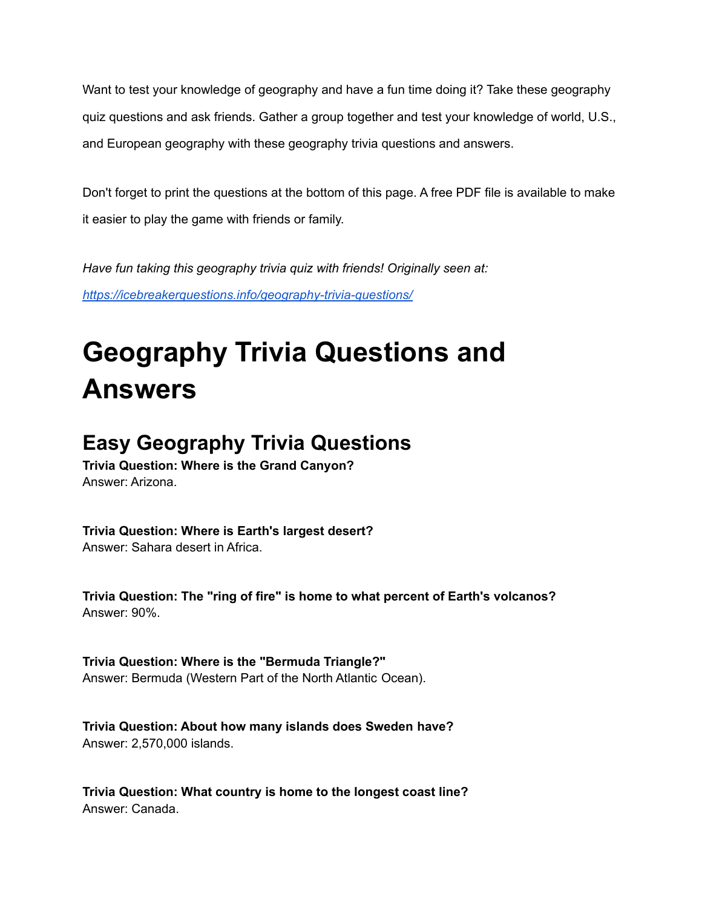Want to test your knowledge of geography and have a fun time doing it? Take these geography quiz questions and ask friends. Gather a group together and test your knowledge of world, U.S., and European geography with these geography trivia questions and answers.

Don't forget to print the questions at the bottom of this page. A free PDF file is available to make it easier to play the game with friends or family.

*Have fun taking this geography trivia quiz with friends! Originally seen at:* *[https://icebreakerquestions.info/geography-trivia-questions/](https://icebreakerquestions.info/geography-trivia-questions/)*

# Geography Trivia Questions and Answers

## Easy Geography Trivia Questions

**Trivia Question: Where is the Grand Canyon?**
Answer: Arizona.

**Trivia Question: Where is Earth's largest desert?**
Answer: Sahara desert in Africa.

**Trivia Question: The "ring of fire" is home to what percent of Earth's volcanos?**
Answer: 90%.

**Trivia Question: Where is the "Bermuda Triangle?"**
Answer: Bermuda (Western Part of the North Atlantic Ocean).

**Trivia Question: About how many islands does Sweden have?**
Answer: 2,570,000 islands.

**Trivia Question: What country is home to the longest coast line?**
Answer: Canada.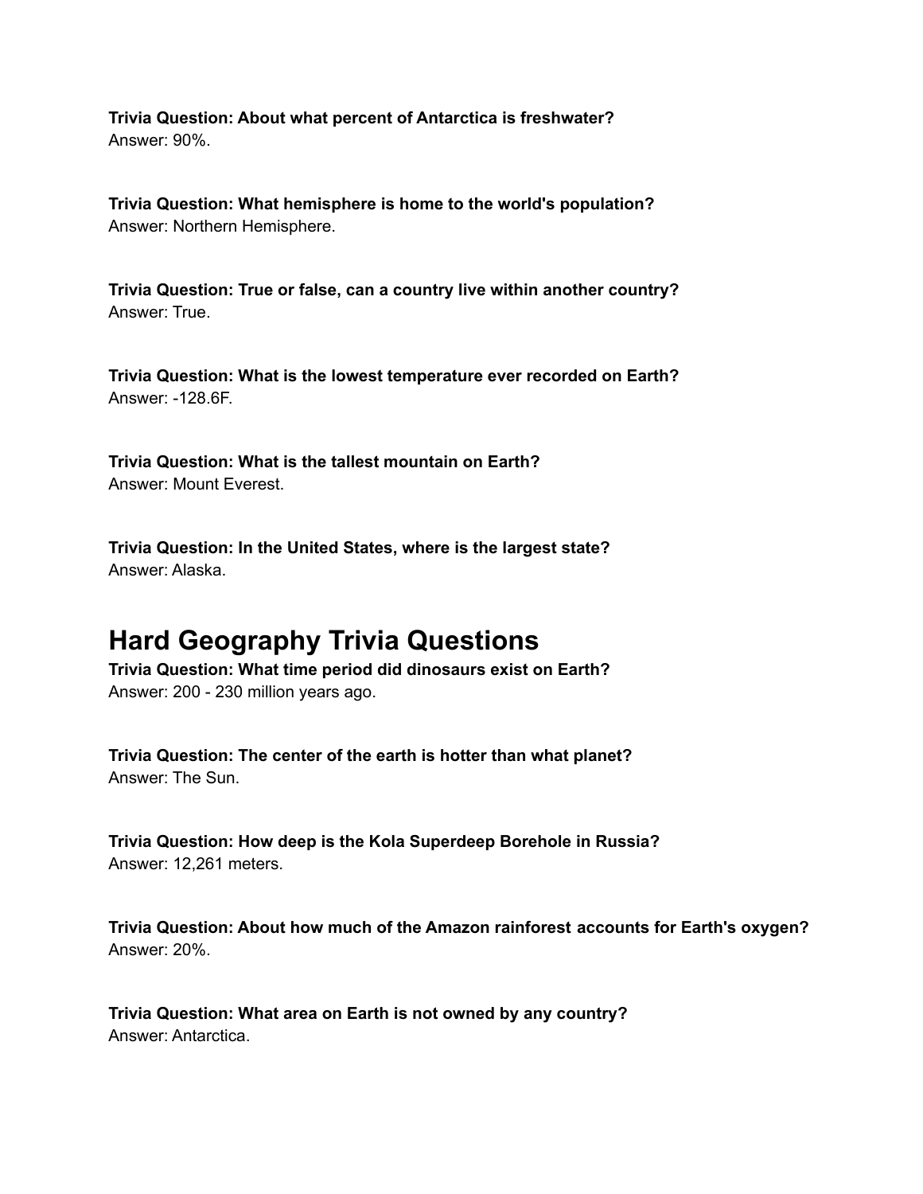**Trivia Question: About what percent of Antarctica is freshwater?**
Answer: 90%.

**Trivia Question: What hemisphere is home to the world's population?**
Answer: Northern Hemisphere.

**Trivia Question: True or false, can a country live within another country?**
Answer: True.

**Trivia Question: What is the lowest temperature ever recorded on Earth?**
Answer: -128.6F.

**Trivia Question: What is the tallest mountain on Earth?**
Answer: Mount Everest.

**Trivia Question: In the United States, where is the largest state?**
Answer: Alaska.

## Hard Geography Trivia Questions

**Trivia Question: What time period did dinosaurs exist on Earth?**
Answer: 200 - 230 million years ago.

**Trivia Question: The center of the earth is hotter than what planet?**
Answer: The Sun.

**Trivia Question: How deep is the Kola Superdeep Borehole in Russia?**
Answer: 12,261 meters.

**Trivia Question: About how much of the Amazon rainforest accounts for Earth's oxygen?**
Answer: 20%.

**Trivia Question: What area on Earth is not owned by any country?**
Answer: Antarctica.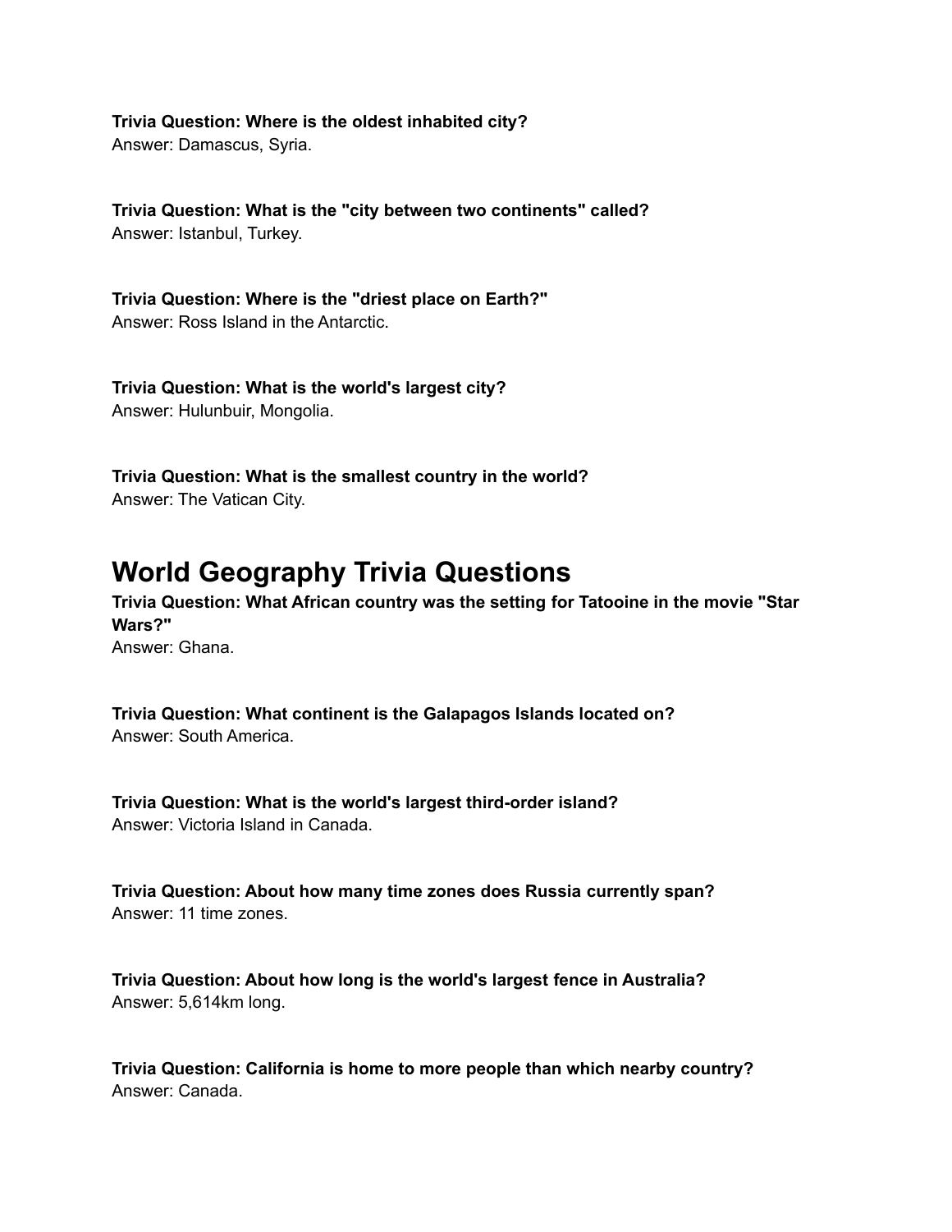**Trivia Question: Where is the oldest inhabited city?**
Answer: Damascus, Syria.

**Trivia Question: What is the "city between two continents" called?**
Answer: Istanbul, Turkey.

**Trivia Question: Where is the "driest place on Earth?"**
Answer: Ross Island in the Antarctic.

**Trivia Question: What is the world's largest city?**
Answer: Hulunbuir, Mongolia.

**Trivia Question: What is the smallest country in the world?**
Answer: The Vatican City.

# World Geography Trivia Questions

**Trivia Question: What African country was the setting for Tatooine in the movie "Star Wars?"**
Answer: Ghana.

**Trivia Question: What continent is the Galapagos Islands located on?**
Answer: South America.

**Trivia Question: What is the world's largest third-order island?**
Answer: Victoria Island in Canada.

**Trivia Question: About how many time zones does Russia currently span?**
Answer: 11 time zones.

**Trivia Question: About how long is the world's largest fence in Australia?**
Answer: 5,614km long.

**Trivia Question: California is home to more people than which nearby country?**
Answer: Canada.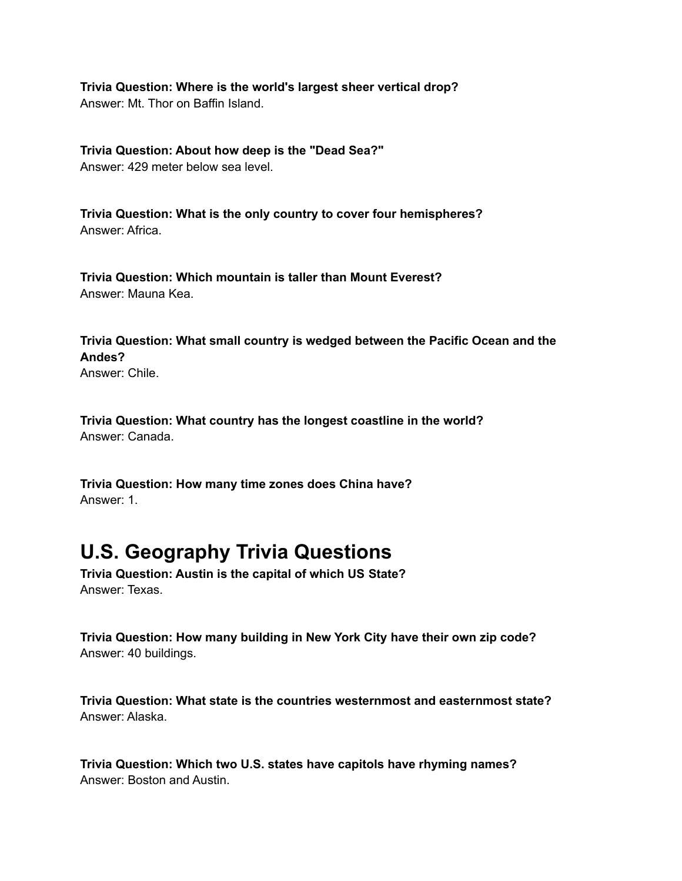**Trivia Question: Where is the world's largest sheer vertical drop?**
Answer: Mt. Thor on Baffin Island.

**Trivia Question: About how deep is the "Dead Sea?"**
Answer: 429 meter below sea level.

**Trivia Question: What is the only country to cover four hemispheres?**
Answer: Africa.

**Trivia Question: Which mountain is taller than Mount Everest?**
Answer: Mauna Kea.

**Trivia Question: What small country is wedged between the Pacific Ocean and the Andes?**
Answer: Chile.

**Trivia Question: What country has the longest coastline in the world?**
Answer: Canada.

**Trivia Question: How many time zones does China have?**
Answer: 1.

## U.S. Geography Trivia Questions

**Trivia Question: Austin is the capital of which US State?**
Answer: Texas.

**Trivia Question: How many building in New York City have their own zip code?**
Answer: 40 buildings.

**Trivia Question: What state is the countries westernmost and easternmost state?**
Answer: Alaska.

**Trivia Question: Which two U.S. states have capitols have rhyming names?**
Answer: Boston and Austin.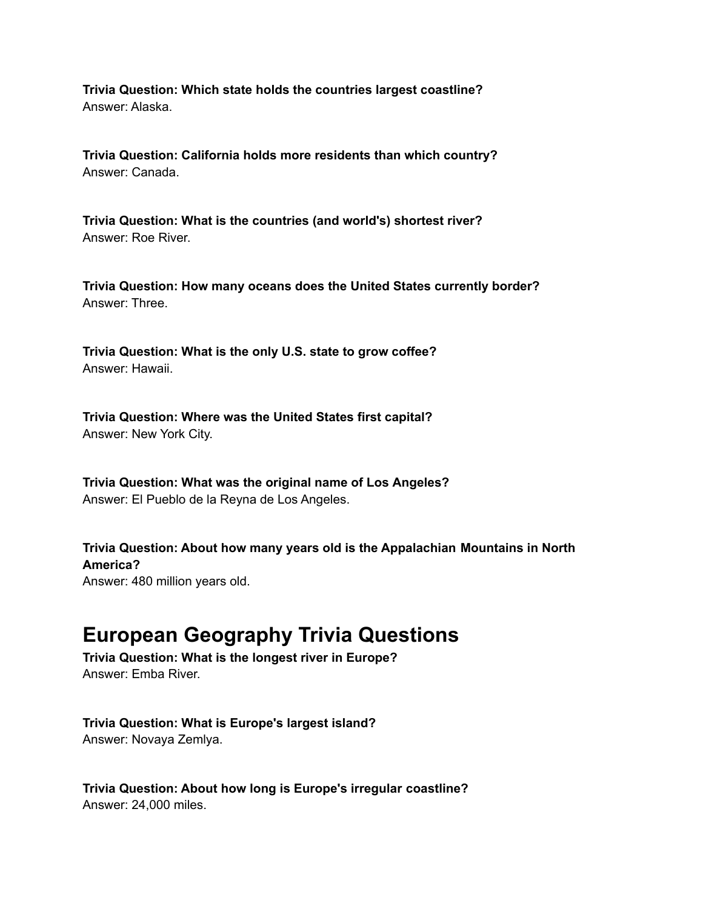**Trivia Question: Which state holds the countries largest coastline?**
Answer: Alaska.

**Trivia Question: California holds more residents than which country?**
Answer: Canada.

**Trivia Question: What is the countries (and world's) shortest river?**
Answer: Roe River.

**Trivia Question: How many oceans does the United States currently border?**
Answer: Three.

**Trivia Question: What is the only U.S. state to grow coffee?**
Answer: Hawaii.

**Trivia Question: Where was the United States first capital?**
Answer: New York City.

**Trivia Question: What was the original name of Los Angeles?**
Answer: El Pueblo de la Reyna de Los Angeles.

**Trivia Question: About how many years old is the Appalachian Mountains in North America?**
Answer: 480 million years old.

# European Geography Trivia Questions

**Trivia Question: What is the longest river in Europe?**
Answer: Emba River.

**Trivia Question: What is Europe's largest island?**
Answer: Novaya Zemlya.

**Trivia Question: About how long is Europe's irregular coastline?**
Answer: 24,000 miles.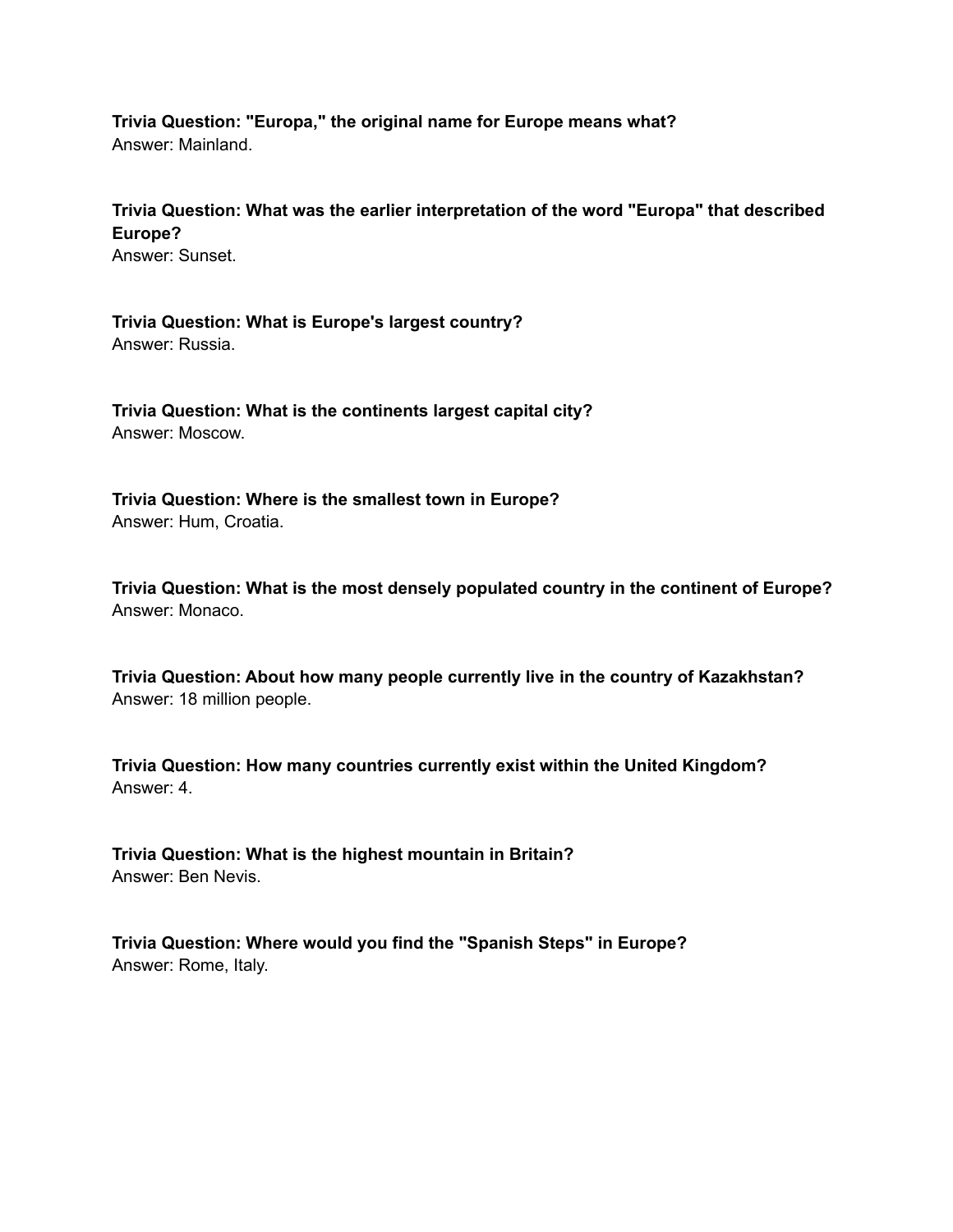**Trivia Question: "Europa," the original name for Europe means what?**
Answer: Mainland.

**Trivia Question: What was the earlier interpretation of the word "Europa" that described Europe?**
Answer: Sunset.

**Trivia Question: What is Europe's largest country?**
Answer: Russia.

**Trivia Question: What is the continents largest capital city?**
Answer: Moscow.

**Trivia Question: Where is the smallest town in Europe?**
Answer: Hum, Croatia.

**Trivia Question: What is the most densely populated country in the continent of Europe?**
Answer: Monaco.

**Trivia Question: About how many people currently live in the country of Kazakhstan?**
Answer: 18 million people.

**Trivia Question: How many countries currently exist within the United Kingdom?**
Answer: 4.

**Trivia Question: What is the highest mountain in Britain?**
Answer: Ben Nevis.

**Trivia Question: Where would you find the "Spanish Steps" in Europe?**
Answer: Rome, Italy.